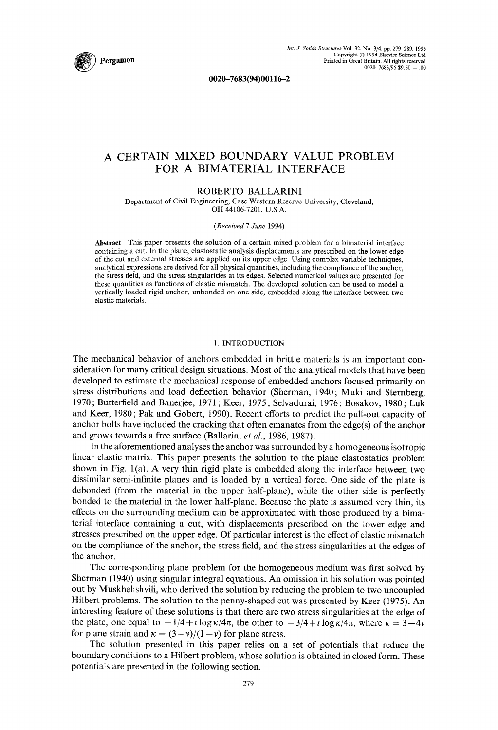0020-7683(94)00116-2

# A CERTAIN MIXED BOUNDARY VALUE PROBLEM FOR A BIMATERIAL INTERFACE

ROBERTO BALLARINI

Department of Civil Engineering, Case Western Reserve University, Cleveland, OH 44106-7201, U.S.A.

*(Received 7 June 1994)*

**Abstract**—This paper presents the solution of a certain mixed problem for a bimaterial interface containing a cut. In the plane, elastostatic analysis displacements are prescribed on the lower edge of the cut and external stresses are applied on its upper edge. Using complex variable techniques, analytical expressions are derived for all physical quantities, including the compliance of the anchor, the stress field, and the stress singularities at its edges. Selected numerical values are presented for these quantities as functions of elastic mismatch. The developed solution can be used to model a vertically loaded rigid anchor, unbonded on one side, embedded along the interface between two elastic materials.

## 1. INTRODUCTION

The mechanical behavior of anchors embedded in brittle materials is an important consideration for many critical design situations. Most of the analytical models that have been developed to estimate the mechanical response of embedded anchors focused primarily on stress distributions and load deflection behavior (Sherman, 1940; Muki and Sternberg, 1970; Butterfield and Banerjee, 1971; Keer, 1975; Selvadurai, 1976; Bosakov, 1980; Luk and Keer, 1980; Pak and Gobert, 1990). Recent efforts to predict the pull-out capacity of anchor bolts have included the cracking that often emanates from the edge(s) of the anchor and grows towards a free surface (Ballarini *et al.*, 1986, 1987).

In the aforementioned analyses the anchor was surrounded by a homogeneous isotropic linear elastic matrix. This paper presents the solution to the plane elastostatics problem shown in Fig. 1(a). A very thin rigid plate is embedded along the interface between two dissimilar semi-infinite planes and is loaded by a vertical force. One side of the plate is debonded (from the material in the upper half-plane), while the other side is perfectly bonded to the material in the lower half-plane. Because the plate is assumed very thin, its effects on the surrounding medium can be approximated with those produced by a bimaterial interface containing a cut, with displacements prescribed on the lower edge and stresses prescribed on the upper edge. Of particular interest is the effect of elastic mismatch on the compliance of the anchor, the stress field, and the stress singularities at the edges of the anchor.

The corresponding plane problem for the homogeneous medium was first solved by Sherman (1940) using singular integral equations. An omission in his solution was pointed out by Muskhelishvili, who derived the solution by reducing the problem to two uncoupled Hilbert problems. The solution to the penny-shaped cut was presented by Keer (1975). An interesting feature of these solutions is that there are two stress singularities at the edge of the plate, one equal to $-1/4+i\log\kappa/4\pi$, the other to $-3/4+i\log\kappa/4\pi$, where $\kappa = 3-4\nu$ for plane strain and $\kappa = (3-\nu)/(1-\nu)$ for plane stress.

The solution presented in this paper relies on a set of potentials that reduce the boundary conditions to a Hilbert problem, whose solution is obtained in closed form. These potentials are presented in the following section.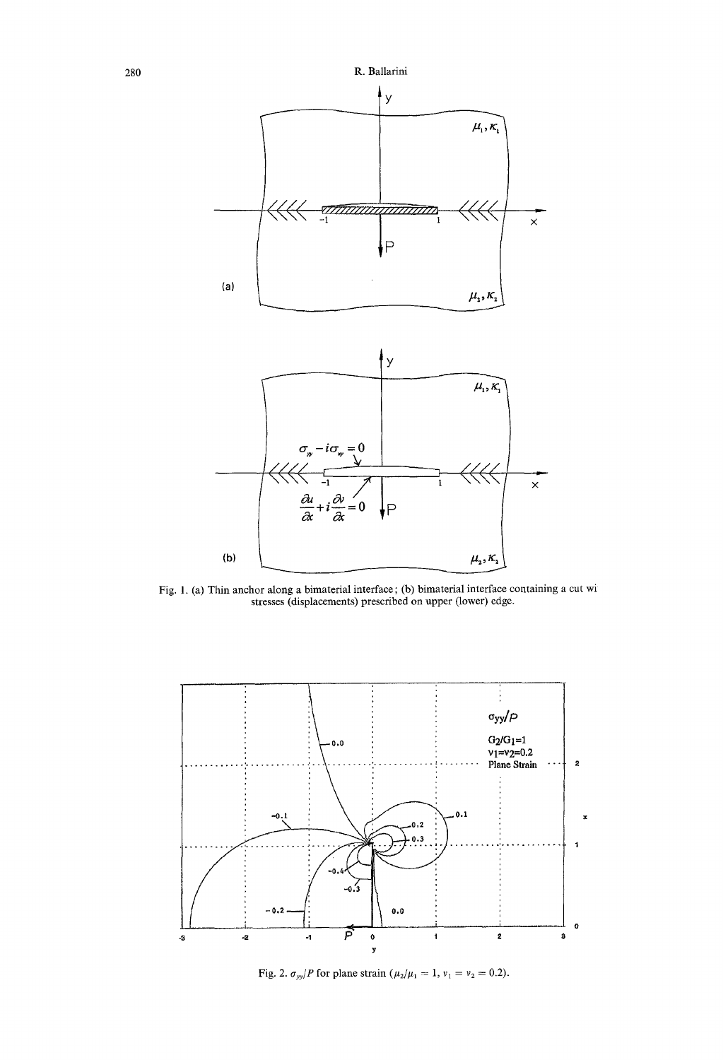y

$\mu_1, \kappa_1$

-1 1 x

P

(a)

$\mu_2, \kappa_2$

y

$\mu_1, \kappa_1$

$\sigma_{yy} - i\sigma_{xy} = 0$

-1 1 x

$\frac{\partial u}{\partial x} + i\frac{\partial v}{\partial x} = 0$

P

(b)

$\mu_2, \kappa_2$

Fig. 1. (a) Thin anchor along a bimaterial interface; (b) bimaterial interface containing a cut wi stresses (displacements) prescribed on upper (lower) edge.

σyy/P

G2/G1=1

v1=v2=0.2

Plane Strain

0.0

-0.1

0.1

0.2

0.3

-0.4

-0.3

-0.2

0.0

P

-3 -2 -1 0 1 2 3

y

0 1 2

x

Fig. 2. $\sigma_{yy}/P$ for plane strain ($\mu_2/\mu_1 = 1$, $\nu_1 = \nu_2 = 0.2$).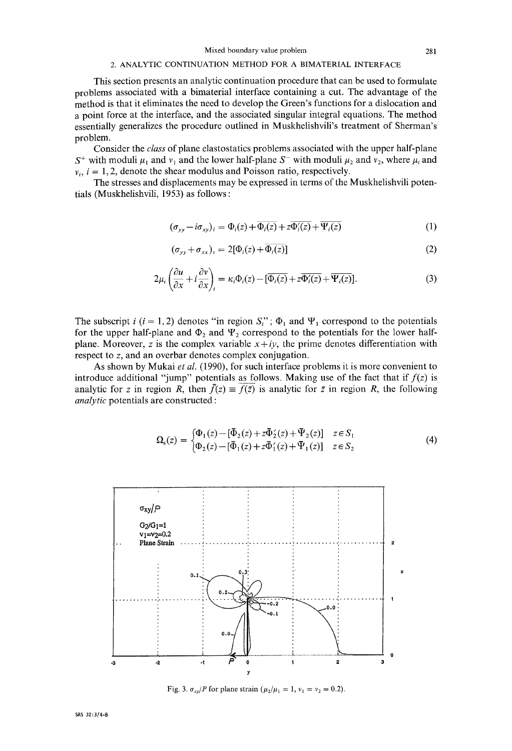## 2. ANALYTIC CONTINUATION METHOD FOR A BIMATERIAL INTERFACE

This section presents an analytic continuation procedure that can be used to formulate problems associated with a bimaterial interface containing a cut. The advantage of the method is that it eliminates the need to develop the Green's functions for a dislocation and a point force at the interface, and the associated singular integral equations. The method essentially generalizes the procedure outlined in Muskhelishvili's treatment of Sherman's problem.

Consider the *class* of plane elastostatics problems associated with the upper half-plane $S^+$ with moduli $\mu_1$ and $\nu_1$ and the lower half-plane $S^-$ with moduli $\mu_2$ and $\nu_2$, where $\mu_i$ and $\nu_i$, $i = 1, 2$, denote the shear modulus and Poisson ratio, respectively.

The stresses and displacements may be expressed in terms of the Muskhelishvili potentials (Muskhelishvili, 1953) as follows:

$$(\sigma_{yy} - i\sigma_{xy})_i = \Phi_i(z) + \overline{\Phi_i(z)} + z\overline{\Phi_i'(z)} + \overline{\Psi_i(z)} \tag{1}$$

$$(\sigma_{yy} + \sigma_{xx})_i = 2[\Phi_i(z) + \overline{\Phi_i(z)}] \tag{2}$$

$$2\mu_i\left(\frac{\partial u}{\partial x} + i\frac{\partial v}{\partial x}\right)_i = \kappa_i\Phi_i(z) - [\overline{\Phi_i(z)} + z\overline{\Phi_i'(z)} + \overline{\Psi_i(z)}]. \tag{3}$$

The subscript $i$ ($i = 1, 2$) denotes "in region $S_i$"; $\Phi_1$ and $\Psi_1$ correspond to the potentials for the upper half-plane and $\Phi_2$ and $\Psi_2$ correspond to the potentials for the lower half-plane. Moreover, $z$ is the complex variable $x + iy$, the prime denotes differentiation with respect to $z$, and an overbar denotes complex conjugation.

As shown by Mukai *et al.* (1990), for such interface problems it is more convenient to introduce additional "jump" potentials as follows. Making use of the fact that if $f(z)$ is analytic for $z$ in region $R$, then $\bar{f}(z) \equiv \overline{f(\bar{z})}$ is analytic for $\bar{z}$ in region $R$, the following *analytic* potentials are constructed:

$$\Omega_s(z) = \begin{cases} \Phi_1(z) - [\bar{\Phi}_2(z) + z\bar{\Phi}_2'(z) + \bar{\Psi}_2(z)] & z \in S_1 \\ \Phi_2(z) - [\bar{\Phi}_1(z) + z\bar{\Phi}_1'(z) + \bar{\Psi}_1(z)] & z \in S_2 \end{cases} \tag{4}$$

Fig. 3. $\sigma_{xy}/P$ for plane strain ($\mu_2/\mu_1 = 1$, $\nu_1 = \nu_2 = 0.2$).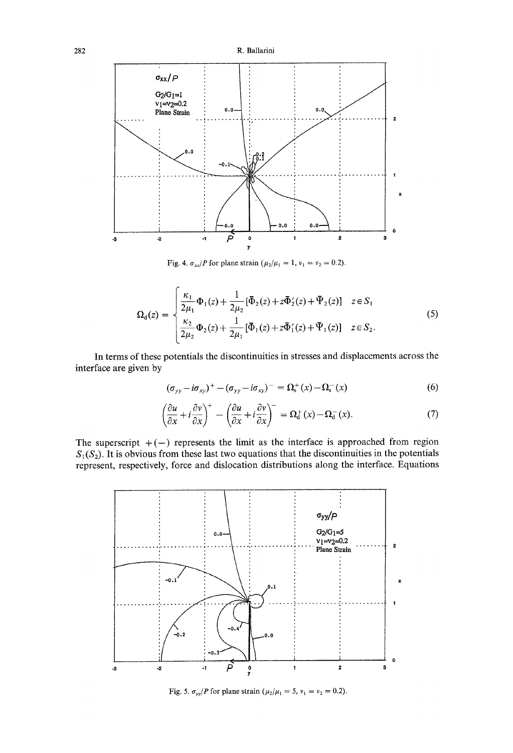σxx/P

G2/G1=1

ν1=ν2=0.2

Plane Strain

0.0

0.0

0.0

0.2

0.1

-0.1

0.0

0.0

0.0

P

-3 -2 -1 0 1 2 3

y

0 1 2

x

Fig. 4. $\sigma_{xx}/P$ for plane strain ($\mu_2/\mu_1 = 1$, $\nu_1 = \nu_2 = 0.2$).

$$
\Omega_d(z) = \begin{cases} \dfrac{\kappa_1}{2\mu_1}\Phi_1(z) + \dfrac{1}{2\mu_2}[\bar{\Phi}_2(z) + z\bar{\Phi}_2'(z) + \bar{\Psi}_2(z)] & z \in S_1 \\[2ex] \dfrac{\kappa_2}{2\mu_2}\Phi_2(z) + \dfrac{1}{2\mu_1}[\bar{\Phi}_1(z) + z\bar{\Phi}_1'(z) + \bar{\Psi}_1(z)] & z \in S_2. \end{cases} \tag{5}
$$

In terms of these potentials the discontinuities in stresses and displacements across the interface are given by

$$
(\sigma_{yy} - i\sigma_{xy})^+ - (\sigma_{yy} - i\sigma_{xy})^- = \Omega_s^+(x) - \Omega_s^-(x) \tag{6}
$$

$$
\left(\frac{\partial u}{\partial x} + i\frac{\partial v}{\partial x}\right)^+ - \left(\frac{\partial u}{\partial x} + i\frac{\partial v}{\partial x}\right)^- = \Omega_d^+(x) - \Omega_d^-(x). \tag{7}
$$

The superscript $+(-)$ represents the limit as the interface is approached from region $S_1(S_2)$. It is obvious from these last two equations that the discontinuities in the potentials represent, respectively, force and dislocation distributions along the interface. Equations

σyy/P

G2/G1=5

ν1=ν2=0.2

Plane Strain

0.0

-0.1

0.1

-0.2

-0.4

0.0

-0.3

P

-3 -2 -1 0 1 2 3

y

0 1 2

x

Fig. 5. $\sigma_{yy}/P$ for plane strain ($\mu_2/\mu_1 = 5$, $\nu_1 = \nu_2 = 0.2$).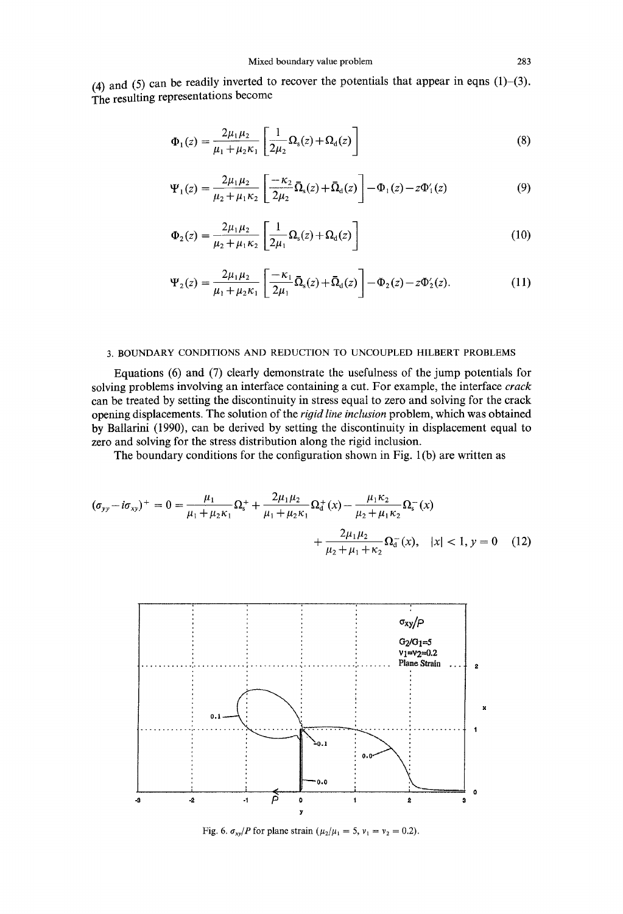(4) and (5) can be readily inverted to recover the potentials that appear in eqns (1)–(3). The resulting representations become

$$\Phi_1(z) = \frac{2\mu_1\mu_2}{\mu_1+\mu_2\kappa_1}\left[\frac{1}{2\mu_2}\Omega_s(z)+\Omega_d(z)\right] \tag{8}$$

$$\Psi_1(z) = \frac{2\mu_1\mu_2}{\mu_2+\mu_1\kappa_2}\left[\frac{-\kappa_2}{2\mu_2}\bar{\Omega}_s(z)+\bar{\Omega}_d(z)\right]-\Phi_1(z)-z\Phi_1'(z) \tag{9}$$

$$\Phi_2(z) = \frac{2\mu_1\mu_2}{\mu_2+\mu_1\kappa_2}\left[\frac{1}{2\mu_1}\Omega_s(z)+\Omega_d(z)\right] \tag{10}$$

$$\Psi_2(z) = \frac{2\mu_1\mu_2}{\mu_1+\mu_2\kappa_1}\left[\frac{-\kappa_1}{2\mu_1}\bar{\Omega}_s(z)+\bar{\Omega}_d(z)\right]-\Phi_2(z)-z\Phi_2'(z). \tag{11}$$

## 3. BOUNDARY CONDITIONS AND REDUCTION TO UNCOUPLED HILBERT PROBLEMS

Equations (6) and (7) clearly demonstrate the usefulness of the jump potentials for solving problems involving an interface containing a cut. For example, the interface *crack* can be treated by setting the discontinuity in stress equal to zero and solving for the crack opening displacements. The solution of the *rigid line inclusion* problem, which was obtained by Ballarini (1990), can be derived by setting the discontinuity in displacement equal to zero and solving for the stress distribution along the rigid inclusion.

The boundary conditions for the configuration shown in Fig. 1(b) are written as

$$(\sigma_{yy}-i\sigma_{xy})^+ = 0 = \frac{\mu_1}{\mu_1+\mu_2\kappa_1}\Omega_s^+ + \frac{2\mu_1\mu_2}{\mu_1+\mu_2\kappa_1}\Omega_d^+(x) - \frac{\mu_1\kappa_2}{\mu_2+\mu_1\kappa_2}\Omega_s^-(x) + \frac{2\mu_1\mu_2}{\mu_2+\mu_1+\kappa_2}\Omega_d^-(x), \quad |x|<1, y=0 \tag{12}$$

Fig. 6. $\sigma_{xy}/P$ for plane strain ($\mu_2/\mu_1 = 5$, $\nu_1 = \nu_2 = 0.2$).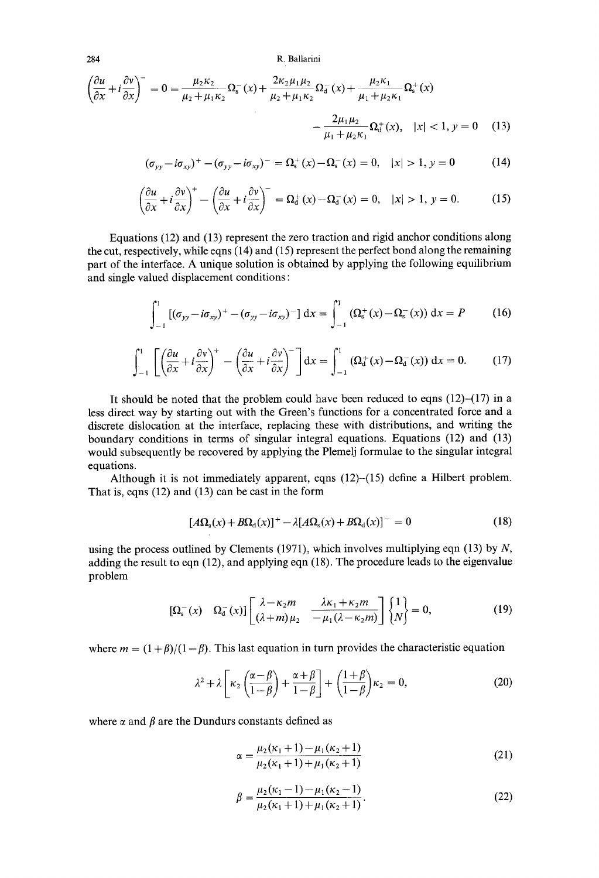$$\left(\frac{\partial u}{\partial x}+i\frac{\partial v}{\partial x}\right)^{-}=0=\frac{\mu_2\kappa_2}{\mu_2+\mu_1\kappa_2}\Omega_s^{-}(x)+\frac{2\kappa_2\mu_1\mu_2}{\mu_2+\mu_1\kappa_2}\Omega_d^{-}(x)+\frac{\mu_2\kappa_1}{\mu_1+\mu_2\kappa_1}\Omega_s^{+}(x)$$

$$-\frac{2\mu_1\mu_2}{\mu_1+\mu_2\kappa_1}\Omega_d^{+}(x),\quad |x|<1, y=0 \tag{13}$$

$$(\sigma_{yy}-i\sigma_{xy})^{+}-(\sigma_{yy}-i\sigma_{xy})^{-}=\Omega_s^{+}(x)-\Omega_s^{-}(x)=0,\quad |x|>1, y=0 \tag{14}$$

$$\left(\frac{\partial u}{\partial x}+i\frac{\partial v}{\partial x}\right)^{+}-\left(\frac{\partial u}{\partial x}+i\frac{\partial v}{\partial x}\right)^{-}=\Omega_d^{+}(x)-\Omega_d^{-}(x)=0,\quad |x|>1, y=0. \tag{15}$$

Equations (12) and (13) represent the zero traction and rigid anchor conditions along the cut, respectively, while eqns (14) and (15) represent the perfect bond along the remaining part of the interface. A unique solution is obtained by applying the following equilibrium and single valued displacement conditions:

$$\int_{-1}^{1}\left[(\sigma_{yy}-i\sigma_{xy})^{+}-(\sigma_{yy}-i\sigma_{xy})^{-}\right]\mathrm{d}x=\int_{-1}^{1}(\Omega_s^{+}(x)-\Omega_s^{-}(x))\,\mathrm{d}x=P \tag{16}$$

$$\int_{-1}^{1}\left[\left(\frac{\partial u}{\partial x}+i\frac{\partial v}{\partial x}\right)^{+}-\left(\frac{\partial u}{\partial x}+i\frac{\partial v}{\partial x}\right)^{-}\right]\mathrm{d}x=\int_{-1}^{1}(\Omega_d^{+}(x)-\Omega_d^{-}(x))\,\mathrm{d}x=0. \tag{17}$$

It should be noted that the problem could have been reduced to eqns (12)–(17) in a less direct way by starting out with the Green's functions for a concentrated force and a discrete dislocation at the interface, replacing these with distributions, and writing the boundary conditions in terms of singular integral equations. Equations (12) and (13) would subsequently be recovered by applying the Plemelj formulae to the singular integral equations.

Although it is not immediately apparent, eqns (12)–(15) define a Hilbert problem. That is, eqns (12) and (13) can be cast in the form

$$[A\Omega_s(x)+B\Omega_d(x)]^{+}-\lambda[A\Omega_s(x)+B\Omega_d(x)]^{-}=0 \tag{18}$$

using the process outlined by Clements (1971), which involves multiplying eqn (13) by $N$, adding the result to eqn (12), and applying eqn (18). The procedure leads to the eigenvalue problem

$$[\Omega_s^{-}(x)\quad \Omega_d^{-}(x)]\begin{bmatrix}\lambda-\kappa_2 m & \lambda\kappa_1+\kappa_2 m\\ (\lambda+m)\mu_2 & -\mu_1(\lambda-\kappa_2 m)\end{bmatrix}\begin{Bmatrix}1\\ N\end{Bmatrix}=0, \tag{19}$$

where $m=(1+\beta)/(1-\beta)$. This last equation in turn provides the characteristic equation

$$\lambda^2+\lambda\left[\kappa_2\left(\frac{\alpha-\beta}{1-\beta}\right)+\frac{\alpha+\beta}{1-\beta}\right]+\left(\frac{1+\beta}{1-\beta}\right)\kappa_2=0, \tag{20}$$

where $\alpha$ and $\beta$ are the Dundurs constants defined as

$$\alpha=\frac{\mu_2(\kappa_1+1)-\mu_1(\kappa_2+1)}{\mu_2(\kappa_1+1)+\mu_1(\kappa_2+1)} \tag{21}$$

$$\beta=\frac{\mu_2(\kappa_1-1)-\mu_1(\kappa_2-1)}{\mu_2(\kappa_1+1)+\mu_1(\kappa_2+1)}. \tag{22}$$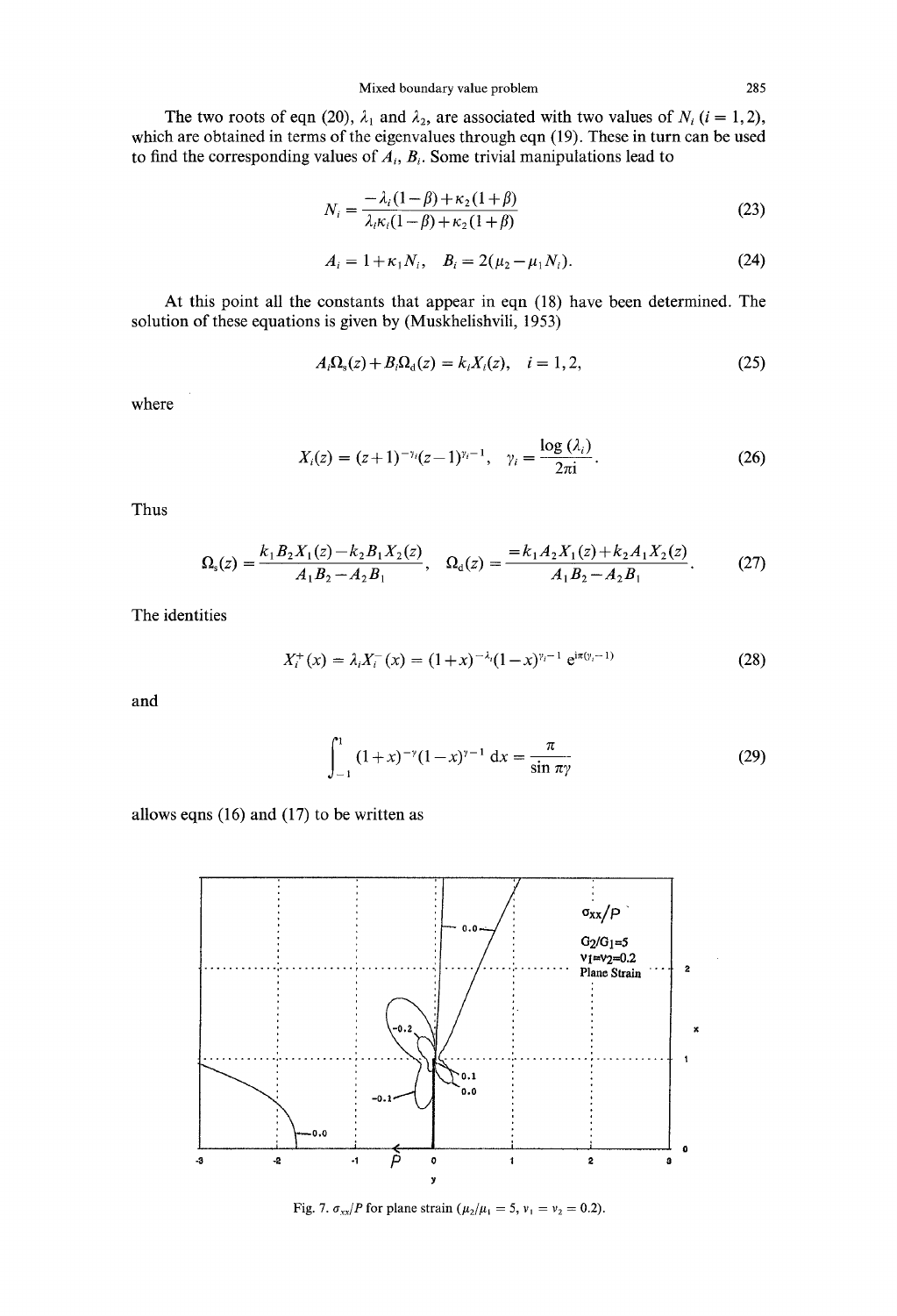The two roots of eqn (20), $\lambda_1$ and $\lambda_2$, are associated with two values of $N_i$ ($i = 1, 2$), which are obtained in terms of the eigenvalues through eqn (19). These in turn can be used to find the corresponding values of $A_i$, $B_i$. Some trivial manipulations lead to

$$N_i = \frac{-\lambda_i(1-\beta)+\kappa_2(1+\beta)}{\lambda_i\kappa_i(1-\beta)+\kappa_2(1+\beta)} \tag{23}$$

$$A_i = 1+\kappa_1 N_i, \quad B_i = 2(\mu_2-\mu_1 N_i). \tag{24}$$

At this point all the constants that appear in eqn (18) have been determined. The solution of these equations is given by (Muskhelishvili, 1953)

$$A_i\Omega_s(z)+B_i\Omega_d(z) = k_i X_i(z), \quad i = 1, 2, \tag{25}$$

where

$$X_i(z) = (z+1)^{-\gamma_i}(z-1)^{\gamma_i-1}, \quad \gamma_i = \frac{\log(\lambda_i)}{2\pi i}. \tag{26}$$

Thus

$$\Omega_s(z) = \frac{k_1 B_2 X_1(z) - k_2 B_1 X_2(z)}{A_1 B_2 - A_2 B_1}, \quad \Omega_d(z) = \frac{=k_1 A_2 X_1(z) + k_2 A_1 X_2(z)}{A_1 B_2 - A_2 B_1}. \tag{27}$$

The identities

$$X_i^+(x) = \lambda_i X_i^-(x) = (1+x)^{-\lambda_i}(1-x)^{\gamma_i-1}\,e^{i\pi(\gamma_i-1)} \tag{28}$$

and

$$\int_{-1}^{1}(1+x)^{-\gamma}(1-x)^{\gamma-1}\,dx = \frac{\pi}{\sin\pi\gamma} \tag{29}$$

allows eqns (16) and (17) to be written as

$\sigma_{xx}/P$
$G_2/G_1=5$
$\nu_1=\nu_2=0.2$
Plane Strain

0.0
-0.2
0.1
0.0
-0.1
0.0

x: 0, 1, 2
y: -3, -2, -1, 0, 1, 2, 3
P

Fig. 7. $\sigma_{xx}/P$ for plane strain ($\mu_2/\mu_1 = 5$, $\nu_1 = \nu_2 = 0.2$).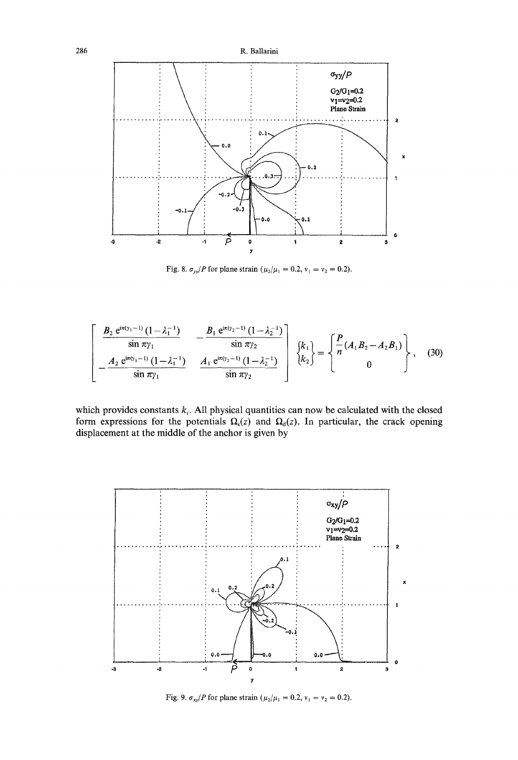σyy/P

G2/G1=0.2

v1=v2=0.2

Plane Strain

0.0

0.1

0.2

0.3

-0.2

-0.1

-0.3

0.0

0.1

-3 -2 -1 P 0 1 2 3

y

2

x

1

0

Fig. 8. $\sigma_{yy}/P$ for plane strain ($\mu_2/\mu_1 = 0.2$, $\nu_1 = \nu_2 = 0.2$).

$$\begin{bmatrix} \dfrac{B_2\,e^{i\pi(\gamma_1-1)}(1-\lambda_1^{-1})}{\sin \pi\gamma_1} & -\dfrac{B_1\,e^{i\pi(\gamma_2-1)}(1-\lambda_2^{-1})}{\sin \pi\gamma_2} \\ -\dfrac{A_2\,e^{i\pi(\gamma_1-1)}(1-\lambda_1^{-1})}{\sin \pi\gamma_1} & \dfrac{A_1\,e^{i\pi(\gamma_2-1)}(1-\lambda_2^{-1})}{\sin \pi\gamma_2} \end{bmatrix} \begin{Bmatrix} k_1 \\ k_2 \end{Bmatrix} = \begin{Bmatrix} \dfrac{P}{n}(A_1B_2-A_2B_1) \\ 0 \end{Bmatrix}, \tag{30}$$

which provides constants $k_i$. All physical quantities can now be calculated with the closed form expressions for the potentials $\Omega_s(z)$ and $\Omega_d(z)$. In particular, the crack opening displacement at the middle of the anchor is given by

σxy/P

G2/G1=0.2

v1=v2=0.2

Plane Strain

0.1

0.1

0.2

0.2

-0.2

-0.1

0.0

0.0

0.0

-3 -2 -1 P 0 1 2 3

y

2

x

1

0

Fig. 9. $\sigma_{xy}/P$ for plane strain ($\mu_2/\mu_1 = 0.2$, $\nu_1 = \nu_2 = 0.2$).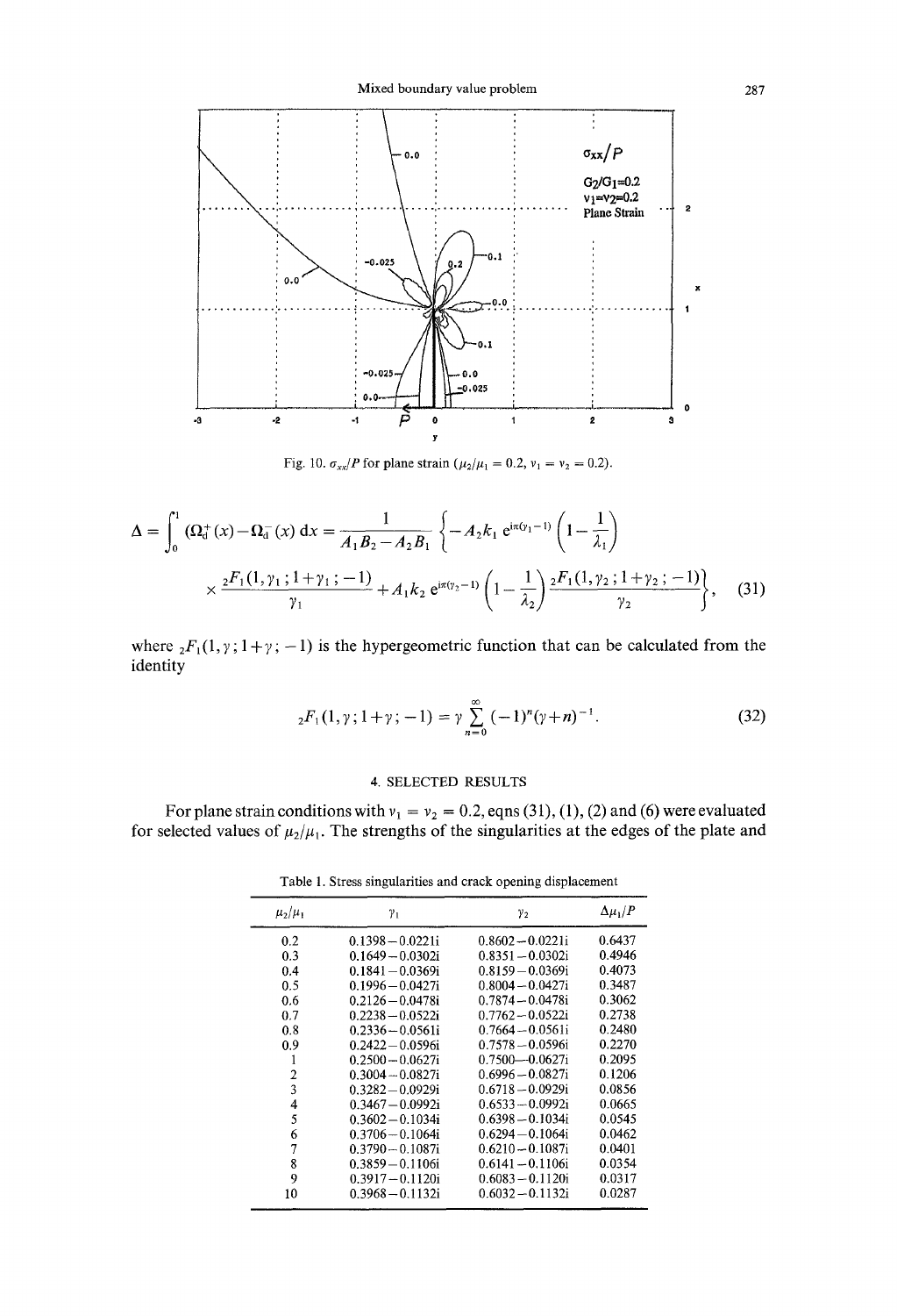σxx/P

G2/G1=0.2
ν1=ν2=0.2
Plane Strain

0.0
0.0
-0.025
0.2
-0.1
0.0
-0.1
-0.025
0.0
0.0
-0.025
0.0

-3 -2 -1 P 0 1 2 3

y

x

0 1 2

Fig. 10. $\sigma_{xx}/P$ for plane strain ($\mu_2/\mu_1 = 0.2$, $\nu_1 = \nu_2 = 0.2$).

$$\Delta = \int_0^1 (\Omega_d^+(x) - \Omega_d^-(x)) \, dx = \frac{1}{A_1 B_2 - A_2 B_1} \left\{ -A_2 k_1 \, e^{i\pi(\gamma_1 - 1)} \left(1 - \frac{1}{\lambda_1}\right) \right.$$

$$\left. \times \frac{{}_2F_1(1, \gamma_1; 1+\gamma_1; -1)}{\gamma_1} + A_1 k_2 \, e^{i\pi(\gamma_2 - 1)} \left(1 - \frac{1}{\lambda_2}\right) \frac{{}_2F_1(1, \gamma_2; 1+\gamma_2; -1)}{\gamma_2} \right\}, \tag{31}$$

where ${}_2F_1(1, \gamma; 1+\gamma; -1)$ is the hypergeometric function that can be calculated from the identity

$${}_2F_1(1, \gamma; 1+\gamma; -1) = \gamma \sum_{n=0}^{\infty} (-1)^n (\gamma + n)^{-1}. \tag{32}$$

## 4. SELECTED RESULTS

For plane strain conditions with $\nu_1 = \nu_2 = 0.2$, eqns (31), (1), (2) and (6) were evaluated for selected values of $\mu_2/\mu_1$. The strengths of the singularities at the edges of the plate and

Table 1. Stress singularities and crack opening displacement

| $\mu_2/\mu_1$ | $\gamma_1$ | $\gamma_2$ | $\Delta\mu_1/P$ |
|---|---|---|---|
| 0.2 | 0.1398−0.0221i | 0.8602−0.0221i | 0.6437 |
| 0.3 | 0.1649−0.0302i | 0.8351−0.0302i | 0.4946 |
| 0.4 | 0.1841−0.0369i | 0.8159−0.0369i | 0.4073 |
| 0.5 | 0.1996−0.0427i | 0.8004−0.0427i | 0.3487 |
| 0.6 | 0.2126−0.0478i | 0.7874−0.0478i | 0.3062 |
| 0.7 | 0.2238−0.0522i | 0.7762−0.0522i | 0.2738 |
| 0.8 | 0.2336−0.0561i | 0.7664−0.0561i | 0.2480 |
| 0.9 | 0.2422−0.0596i | 0.7578−0.0596i | 0.2270 |
| 1 | 0.2500−0.0627i | 0.7500−0.0627i | 0.2095 |
| 2 | 0.3004−0.0827i | 0.6996−0.0827i | 0.1206 |
| 3 | 0.3282−0.0929i | 0.6718−0.0929i | 0.0856 |
| 4 | 0.3467−0.0992i | 0.6533−0.0992i | 0.0665 |
| 5 | 0.3602−0.1034i | 0.6398−0.1034i | 0.0545 |
| 6 | 0.3706−0.1064i | 0.6294−0.1064i | 0.0462 |
| 7 | 0.3790−0.1087i | 0.6210−0.1087i | 0.0401 |
| 8 | 0.3859−0.1106i | 0.6141−0.1106i | 0.0354 |
| 9 | 0.3917−0.1120i | 0.6083−0.1120i | 0.0317 |
| 10 | 0.3968−0.1132i | 0.6032−0.1132i | 0.0287 |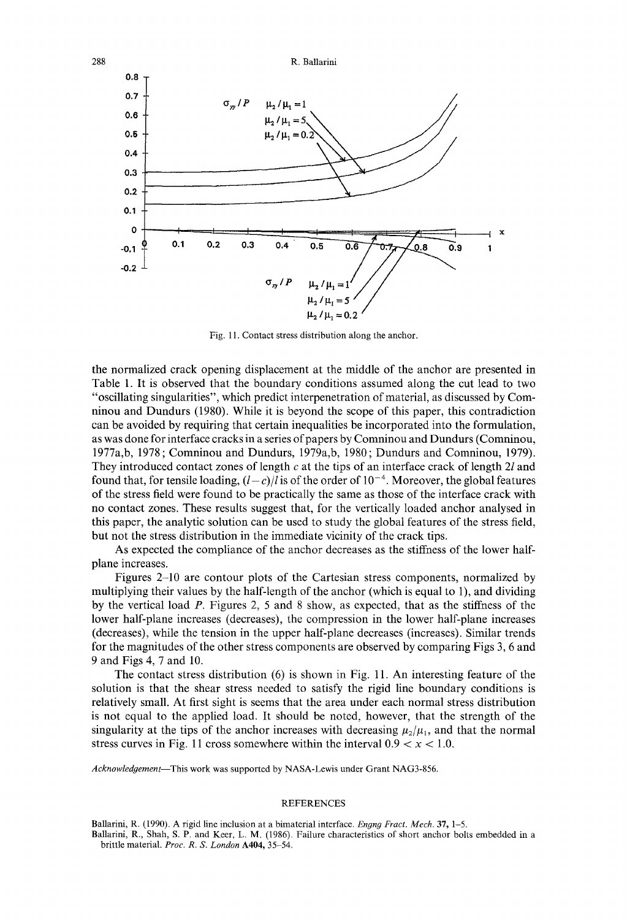0.8

0.7

0.6

0.5

0.4

0.3

0.2

0.1

0

-0.1

-0.2

$\sigma_{yy}/P$ $\mu_2/\mu_1 = 1$

$\mu_2/\mu_1 = 5$

$\mu_2/\mu_1 = 0.2$

0.1 0.2 0.3 0.4 0.5 0.6 0.7 0.8 0.9 1 x

$\sigma_{xy}/P$ $\mu_2/\mu_1 = 1$

$\mu_2/\mu_1 = 5$

$\mu_2/\mu_1 = 0.2$

Fig. 11. Contact stress distribution along the anchor.

the normalized crack opening displacement at the middle of the anchor are presented in Table 1. It is observed that the boundary conditions assumed along the cut lead to two "oscillating singularities", which predict interpenetration of material, as discussed by Comninou and Dundurs (1980). While it is beyond the scope of this paper, this contradiction can be avoided by requiring that certain inequalities be incorporated into the formulation, as was done for interface cracks in a series of papers by Comninou and Dundurs (Comninou, 1977a,b, 1978; Comninou and Dundurs, 1979a,b, 1980; Dundurs and Comninou, 1979). They introduced contact zones of length $c$ at the tips of an interface crack of length $2l$ and found that, for tensile loading, $(l-c)/l$ is of the order of $10^{-4}$. Moreover, the global features of the stress field were found to be practically the same as those of the interface crack with no contact zones. These results suggest that, for the vertically loaded anchor analysed in this paper, the analytic solution can be used to study the global features of the stress field, but not the stress distribution in the immediate vicinity of the crack tips.

As expected the compliance of the anchor decreases as the stiffness of the lower half-plane increases.

Figures 2–10 are contour plots of the Cartesian stress components, normalized by multiplying their values by the half-length of the anchor (which is equal to 1), and dividing by the vertical load $P$. Figures 2, 5 and 8 show, as expected, that as the stiffness of the lower half-plane increases (decreases), the compression in the lower half-plane increases (decreases), while the tension in the upper half-plane decreases (increases). Similar trends for the magnitudes of the other stress components are observed by comparing Figs 3, 6 and 9 and Figs 4, 7 and 10.

The contact stress distribution (6) is shown in Fig. 11. An interesting feature of the solution is that the shear stress needed to satisfy the rigid line boundary conditions is relatively small. At first sight is seems that the area under each normal stress distribution is not equal to the applied load. It should be noted, however, that the strength of the singularity at the tips of the anchor increases with decreasing $\mu_2/\mu_1$, and that the normal stress curves in Fig. 11 cross somewhere within the interval $0.9 < x < 1.0$.

*Acknowledgement*—This work was supported by NASA-Lewis under Grant NAG3-856.

## REFERENCES

Ballarini, R. (1990). A rigid line inclusion at a bimaterial interface. *Engng Fract. Mech.* **37,** 1–5.

Ballarini, R., Shah, S. P. and Keer, L. M. (1986). Failure characteristics of short anchor bolts embedded in a brittle material. *Proc. R. S. London* **A404,** 35–54.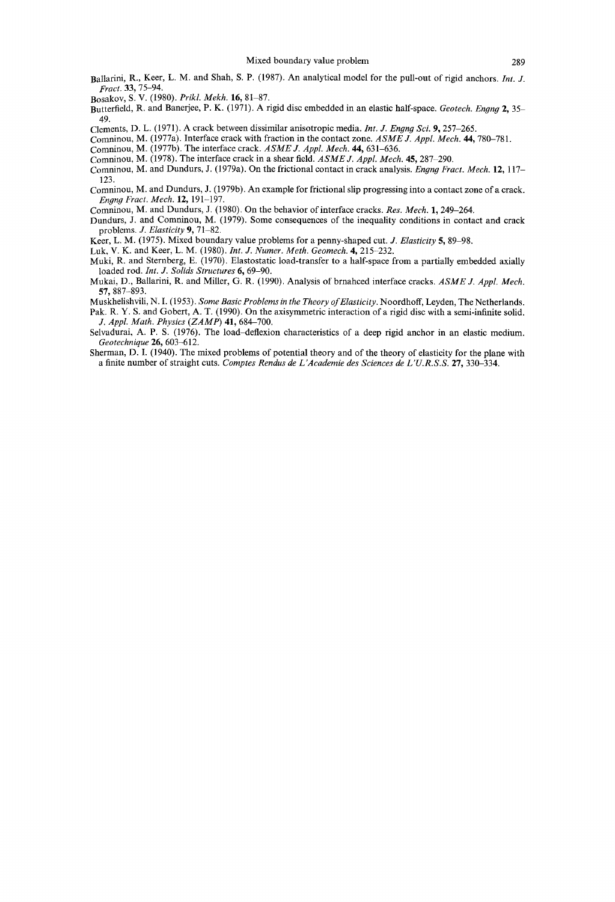Ballarini, R., Keer, L. M. and Shah, S. P. (1987). An analytical model for the pull-out of rigid anchors. *Int. J. Fract.* **33**, 75–94.

Bosakov, S. V. (1980). *Prikl. Mekh.* **16**, 81–87.

Butterfield, R. and Banerjee, P. K. (1971). A rigid disc embedded in an elastic half-space. *Geotech. Engng* **2**, 35–49.

Clements, D. L. (1971). A crack between dissimilar anisotropic media. *Int. J. Engng Sci.* **9**, 257–265.

Comninou, M. (1977a). Interface crack with fraction in the contact zone. *ASME J. Appl. Mech.* **44**, 780–781.

Comninou, M. (1977b). The interface crack. *ASME J. Appl. Mech.* **44**, 631–636.

Comninou, M. (1978). The interface crack in a shear field. *ASME J. Appl. Mech.* **45**, 287–290.

Comninou, M. and Dundurs, J. (1979a). On the frictional contact in crack analysis. *Engng Fract. Mech.* **12**, 117–123.

Comninou, M. and Dundurs, J. (1979b). An example for frictional slip progressing into a contact zone of a crack. *Engng Fract. Mech.* **12**, 191–197.

Comninou, M. and Dundurs, J. (1980). On the behavior of interface cracks. *Res. Mech.* **1**, 249–264.

Dundurs, J. and Comninou, M. (1979). Some consequences of the inequality conditions in contact and crack problems. *J. Elasticity* **9**, 71–82.

Keer, L. M. (1975). Mixed boundary value problems for a penny-shaped cut. *J. Elasticity* **5**, 89–98.

Luk, V. K. and Keer, L. M. (1980). *Int. J. Numer. Meth. Geomech.* **4**, 215–232.

Muki, R. and Sternberg, E. (1970). Elastostatic load-transfer to a half-space from a partially embedded axially loaded rod. *Int. J. Solids Structures* **6**, 69–90.

Mukai, D., Ballarini, R. and Miller, G. R. (1990). Analysis of brnahced interface cracks. *ASME J. Appl. Mech.* **57**, 887–893.

Muskhelishvili, N. I. (1953). *Some Basic Problems in the Theory of Elasticity*. Noordhoff, Leyden, The Netherlands.

Pak. R. Y. S. and Gobert, A. T. (1990). On the axisymmetric interaction of a rigid disc with a semi-infinite solid. *J. Appl. Math. Physics (ZAMP)* **41**, 684–700.

Selvadurai, A. P. S. (1976). The load–deflexion characteristics of a deep rigid anchor in an elastic medium. *Geotechnique* **26**, 603–612.

Sherman, D. I. (1940). The mixed problems of potential theory and of the theory of elasticity for the plane with a finite number of straight cuts. *Comptes Rendus de L'Academie des Sciences de L'U.R.S.S.* **27**, 330–334.